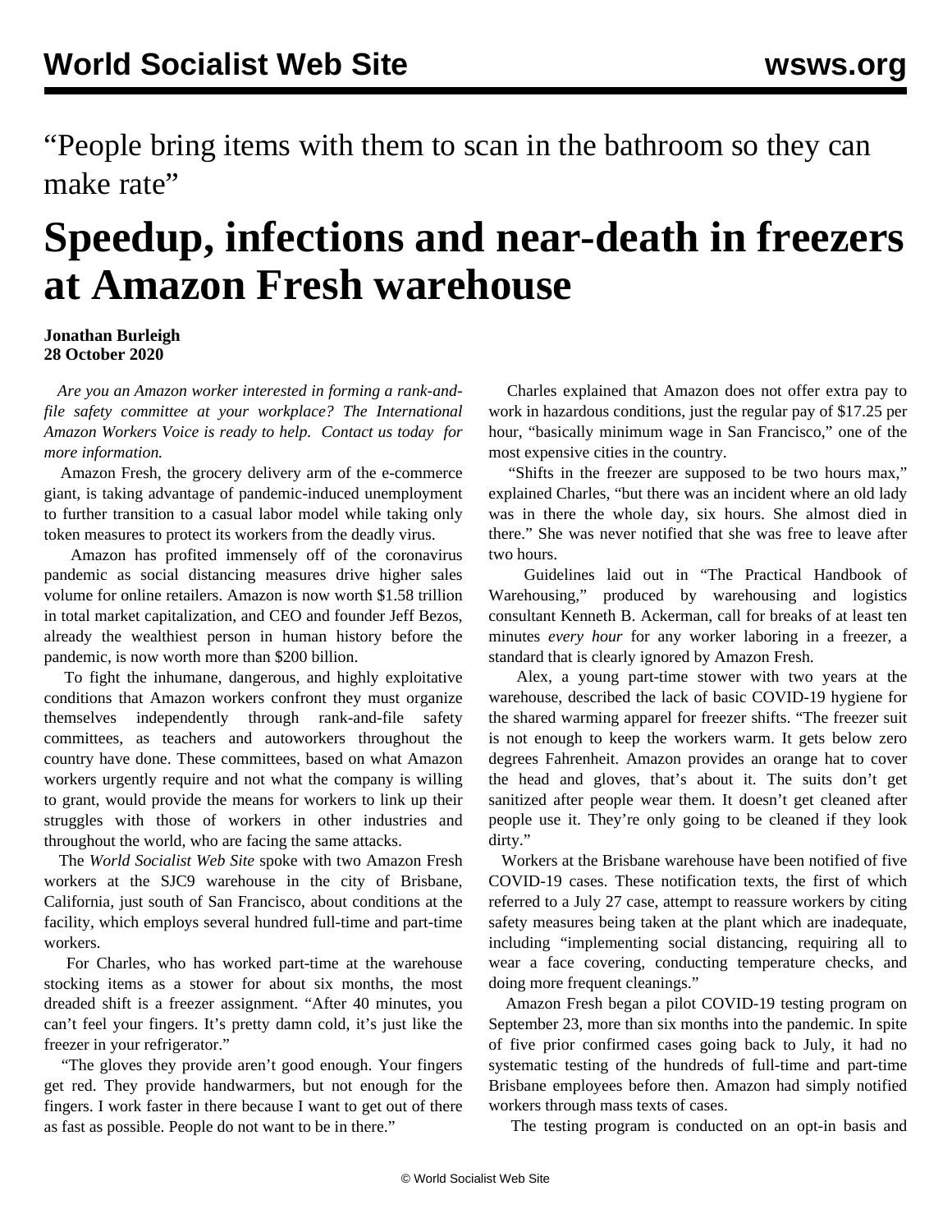“People bring items with them to scan in the bathroom so they can make rate”

# Speedup, infections and near-death in freezers at Amazon Fresh warehouse

**Jonathan Burleigh**
**28 October 2020**

*Are you an Amazon worker interested in forming a rank-and-file safety committee at your workplace? The International Amazon Workers Voice is ready to help. Contact us today for more information.*

Amazon Fresh, the grocery delivery arm of the e-commerce giant, is taking advantage of pandemic-induced unemployment to further transition to a casual labor model while taking only token measures to protect its workers from the deadly virus.

Amazon has profited immensely off of the coronavirus pandemic as social distancing measures drive higher sales volume for online retailers. Amazon is now worth $1.58 trillion in total market capitalization, and CEO and founder Jeff Bezos, already the wealthiest person in human history before the pandemic, is now worth more than $200 billion.

To fight the inhumane, dangerous, and highly exploitative conditions that Amazon workers confront they must organize themselves independently through rank-and-file safety committees, as teachers and autoworkers throughout the country have done. These committees, based on what Amazon workers urgently require and not what the company is willing to grant, would provide the means for workers to link up their struggles with those of workers in other industries and throughout the world, who are facing the same attacks.

The *World Socialist Web Site* spoke with two Amazon Fresh workers at the SJC9 warehouse in the city of Brisbane, California, just south of San Francisco, about conditions at the facility, which employs several hundred full-time and part-time workers.

For Charles, who has worked part-time at the warehouse stocking items as a stower for about six months, the most dreaded shift is a freezer assignment. “After 40 minutes, you can’t feel your fingers. It’s pretty damn cold, it’s just like the freezer in your refrigerator.”

“The gloves they provide aren’t good enough. Your fingers get red. They provide handwarmers, but not enough for the fingers. I work faster in there because I want to get out of there as fast as possible. People do not want to be in there.”

Charles explained that Amazon does not offer extra pay to work in hazardous conditions, just the regular pay of $17.25 per hour, “basically minimum wage in San Francisco,” one of the most expensive cities in the country.

“Shifts in the freezer are supposed to be two hours max,” explained Charles, “but there was an incident where an old lady was in there the whole day, six hours. She almost died in there.” She was never notified that she was free to leave after two hours.

Guidelines laid out in “The Practical Handbook of Warehousing,” produced by warehousing and logistics consultant Kenneth B. Ackerman, call for breaks of at least ten minutes *every hour* for any worker laboring in a freezer, a standard that is clearly ignored by Amazon Fresh.

Alex, a young part-time stower with two years at the warehouse, described the lack of basic COVID-19 hygiene for the shared warming apparel for freezer shifts. “The freezer suit is not enough to keep the workers warm. It gets below zero degrees Fahrenheit. Amazon provides an orange hat to cover the head and gloves, that’s about it. The suits don’t get sanitized after people wear them. It doesn’t get cleaned after people use it. They’re only going to be cleaned if they look dirty.”

Workers at the Brisbane warehouse have been notified of five COVID-19 cases. These notification texts, the first of which referred to a July 27 case, attempt to reassure workers by citing safety measures being taken at the plant which are inadequate, including “implementing social distancing, requiring all to wear a face covering, conducting temperature checks, and doing more frequent cleanings.”

Amazon Fresh began a pilot COVID-19 testing program on September 23, more than six months into the pandemic. In spite of five prior confirmed cases going back to July, it had no systematic testing of the hundreds of full-time and part-time Brisbane employees before then. Amazon had simply notified workers through mass texts of cases.

The testing program is conducted on an opt-in basis and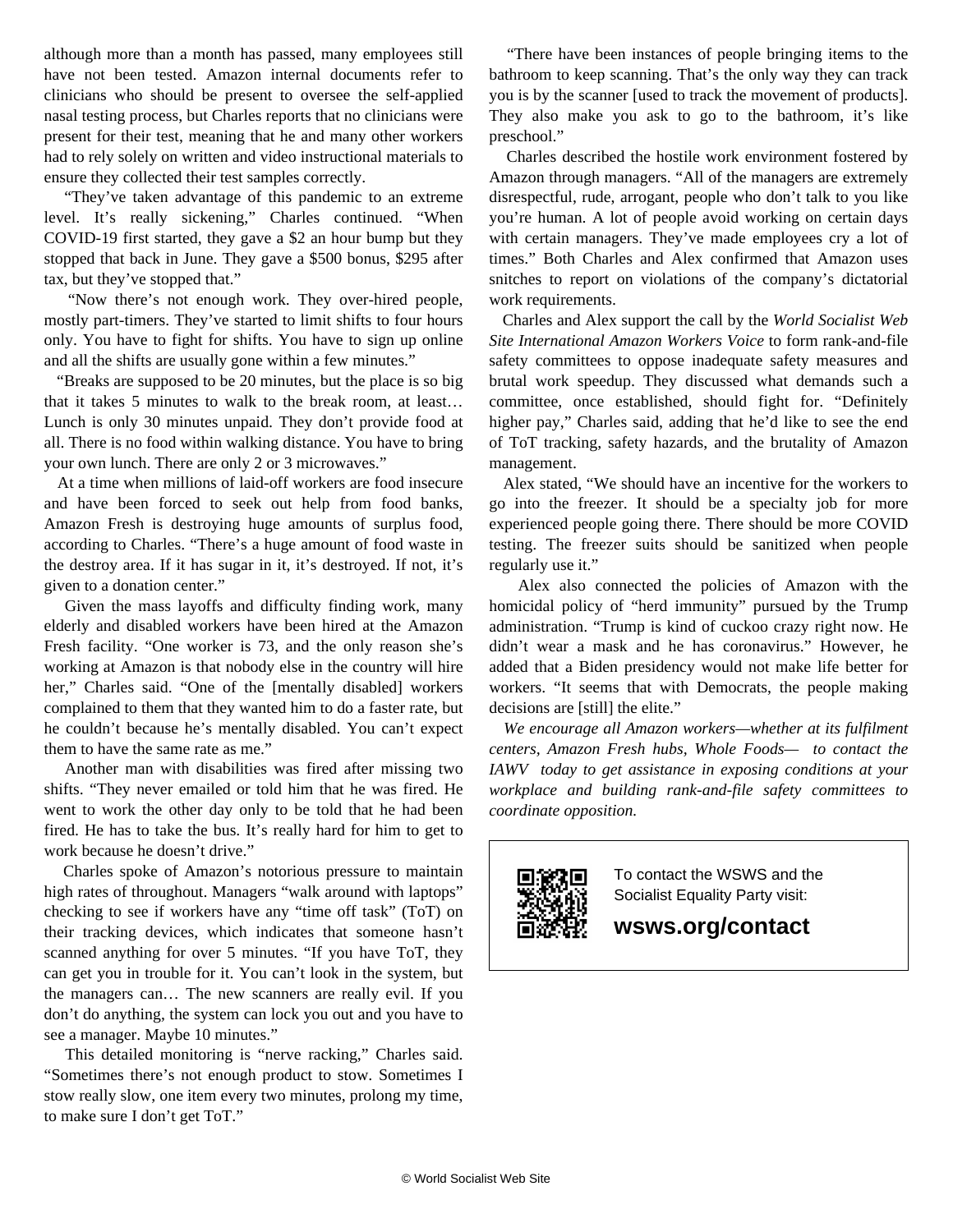although more than a month has passed, many employees still have not been tested. Amazon internal documents refer to clinicians who should be present to oversee the self-applied nasal testing process, but Charles reports that no clinicians were present for their test, meaning that he and many other workers had to rely solely on written and video instructional materials to ensure they collected their test samples correctly.

"They've taken advantage of this pandemic to an extreme level. It's really sickening," Charles continued. "When COVID-19 first started, they gave a $2 an hour bump but they stopped that back in June. They gave a $500 bonus, $295 after tax, but they've stopped that."

"Now there's not enough work. They over-hired people, mostly part-timers. They've started to limit shifts to four hours only. You have to fight for shifts. You have to sign up online and all the shifts are usually gone within a few minutes."

"Breaks are supposed to be 20 minutes, but the place is so big that it takes 5 minutes to walk to the break room, at least… Lunch is only 30 minutes unpaid. They don't provide food at all. There is no food within walking distance. You have to bring your own lunch. There are only 2 or 3 microwaves."

At a time when millions of laid-off workers are food insecure and have been forced to seek out help from food banks, Amazon Fresh is destroying huge amounts of surplus food, according to Charles. "There's a huge amount of food waste in the destroy area. If it has sugar in it, it's destroyed. If not, it's given to a donation center."

Given the mass layoffs and difficulty finding work, many elderly and disabled workers have been hired at the Amazon Fresh facility. "One worker is 73, and the only reason she's working at Amazon is that nobody else in the country will hire her," Charles said. "One of the [mentally disabled] workers complained to them that they wanted him to do a faster rate, but he couldn't because he's mentally disabled. You can't expect them to have the same rate as me."

Another man with disabilities was fired after missing two shifts. "They never emailed or told him that he was fired. He went to work the other day only to be told that he had been fired. He has to take the bus. It's really hard for him to get to work because he doesn't drive."

Charles spoke of Amazon's notorious pressure to maintain high rates of throughout. Managers "walk around with laptops" checking to see if workers have any "time off task" (ToT) on their tracking devices, which indicates that someone hasn't scanned anything for over 5 minutes. "If you have ToT, they can get you in trouble for it. You can't look in the system, but the managers can… The new scanners are really evil. If you don't do anything, the system can lock you out and you have to see a manager. Maybe 10 minutes."

This detailed monitoring is "nerve racking," Charles said. "Sometimes there's not enough product to stow. Sometimes I stow really slow, one item every two minutes, prolong my time, to make sure I don't get ToT."

"There have been instances of people bringing items to the bathroom to keep scanning. That's the only way they can track you is by the scanner [used to track the movement of products]. They also make you ask to go to the bathroom, it's like preschool."

Charles described the hostile work environment fostered by Amazon through managers. "All of the managers are extremely disrespectful, rude, arrogant, people who don't talk to you like you're human. A lot of people avoid working on certain days with certain managers. They've made employees cry a lot of times." Both Charles and Alex confirmed that Amazon uses snitches to report on violations of the company's dictatorial work requirements.

Charles and Alex support the call by the *World Socialist Web Site International Amazon Workers Voice* to form rank-and-file safety committees to oppose inadequate safety measures and brutal work speedup. They discussed what demands such a committee, once established, should fight for. "Definitely higher pay," Charles said, adding that he'd like to see the end of ToT tracking, safety hazards, and the brutality of Amazon management.

Alex stated, "We should have an incentive for the workers to go into the freezer. It should be a specialty job for more experienced people going there. There should be more COVID testing. The freezer suits should be sanitized when people regularly use it."

Alex also connected the policies of Amazon with the homicidal policy of "herd immunity" pursued by the Trump administration. "Trump is kind of cuckoo crazy right now. He didn't wear a mask and he has coronavirus." However, he added that a Biden presidency would not make life better for workers. "It seems that with Democrats, the people making decisions are [still] the elite."

*We encourage all Amazon workers—whether at its fulfilment centers, Amazon Fresh hubs, Whole Foods— to contact the IAWV today to get assistance in exposing conditions at your workplace and building rank-and-file safety committees to coordinate opposition.*

To contact the WSWS and the Socialist Equality Party visit:

**wsws.org/contact**